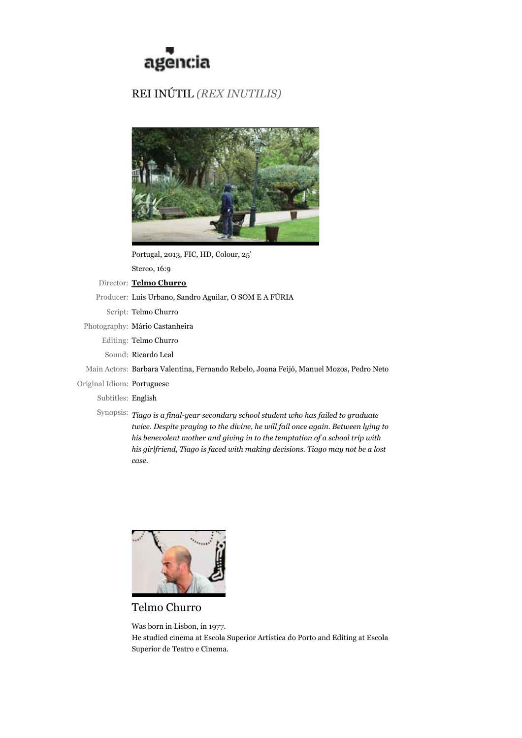agencia

# REI INÚTIL *(REX INUTILIS)*

Portugal, 2013, FIC, HD, Colour, 25'

Stereo, 16:9

Director: **Telmo Churro**

Producer: Luis Urbano, Sandro Aguilar, O SOM E A FÚRIA

Script: Telmo Churro

Photography: Mário Castanheira

Editing: Telmo Churro

Sound: Ricardo Leal

Main Actors: Barbara Valentina, Fernando Rebelo, Joana Feijó, Manuel Mozos, Pedro Neto

Original Idiom: Portuguese

Subtitles: English

Synopsis: *Tiago is a final-year secondary school student who has failed to graduate twice. Despite praying to the divine, he will fail once again. Between lying to his benevolent mother and giving in to the temptation of a school trip with his girlfriend, Tiago is faced with making decisions. Tiago may not be a lost case.*

## Telmo Churro

Was born in Lisbon, in 1977.
He studied cinema at Escola Superior Artística do Porto and Editing at Escola Superior de Teatro e Cinema.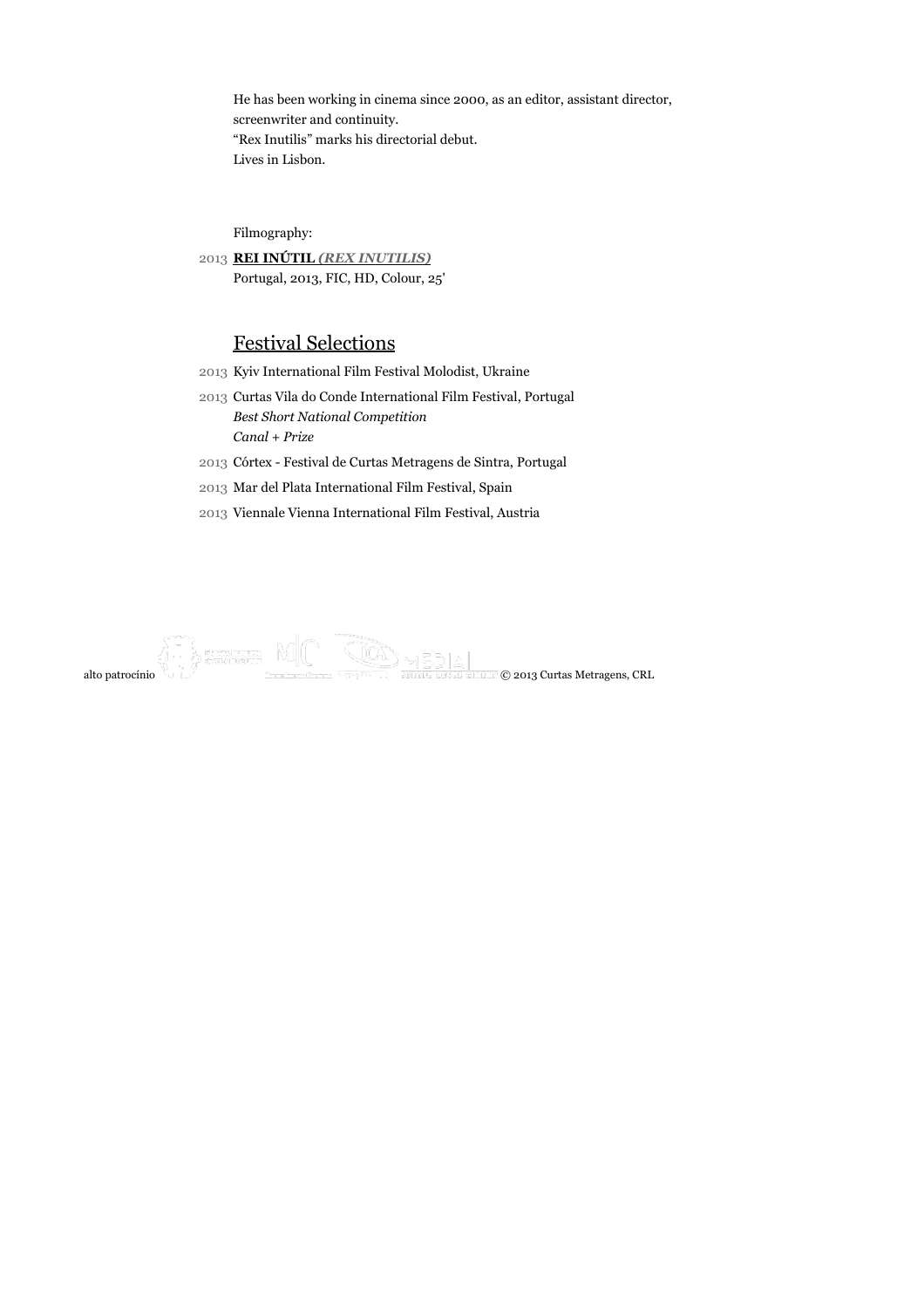He has been working in cinema since 2000, as an editor, assistant director, screenwriter and continuity.
"Rex Inutilis" marks his directorial debut.
Lives in Lisbon.

Filmography:

2013 **REI INÚTIL** ***(REX INUTILIS)***
Portugal, 2013, FIC, HD, Colour, 25'

## Festival Selections

2013 Kyiv International Film Festival Molodist, Ukraine

2013 Curtas Vila do Conde International Film Festival, Portugal
*Best Short National Competition*
*Canal + Prize*

2013 Córtex - Festival de Curtas Metragens de Sintra, Portugal

2013 Mar del Plata International Film Festival, Spain

2013 Viennale Vienna International Film Festival, Austria

alto patrocínio © 2013 Curtas Metragens, CRL